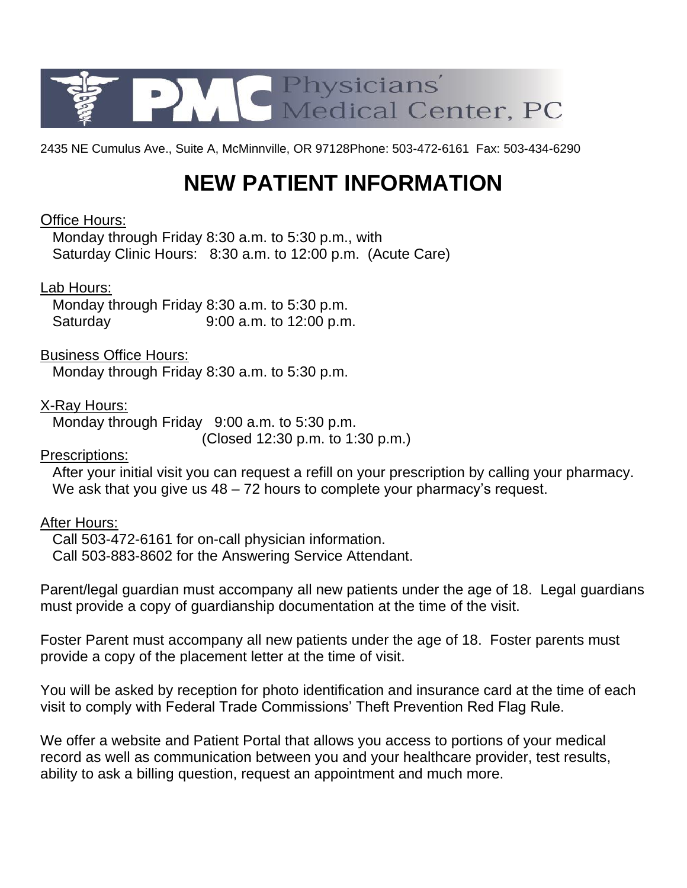PMC Physicians' Medical Center, PC

2435 NE Cumulus Ave., Suite A, McMinnville, OR 97128Phone: 503-472-6161 Fax: 503-434-6290

# NEW PATIENT INFORMATION

Office Hours:
Monday through Friday 8:30 a.m. to 5:30 p.m., with
Saturday Clinic Hours: 8:30 a.m. to 12:00 p.m. (Acute Care)

Lab Hours:
Monday through Friday 8:30 a.m. to 5:30 p.m.
Saturday 9:00 a.m. to 12:00 p.m.

Business Office Hours:
Monday through Friday 8:30 a.m. to 5:30 p.m.

X-Ray Hours:
Monday through Friday 9:00 a.m. to 5:30 p.m.
(Closed 12:30 p.m. to 1:30 p.m.)

Prescriptions:
After your initial visit you can request a refill on your prescription by calling your pharmacy. We ask that you give us 48 – 72 hours to complete your pharmacy's request.

After Hours:
Call 503-472-6161 for on-call physician information.
Call 503-883-8602 for the Answering Service Attendant.

Parent/legal guardian must accompany all new patients under the age of 18. Legal guardians must provide a copy of guardianship documentation at the time of the visit.

Foster Parent must accompany all new patients under the age of 18. Foster parents must provide a copy of the placement letter at the time of visit.

You will be asked by reception for photo identification and insurance card at the time of each visit to comply with Federal Trade Commissions' Theft Prevention Red Flag Rule.

We offer a website and Patient Portal that allows you access to portions of your medical record as well as communication between you and your healthcare provider, test results, ability to ask a billing question, request an appointment and much more.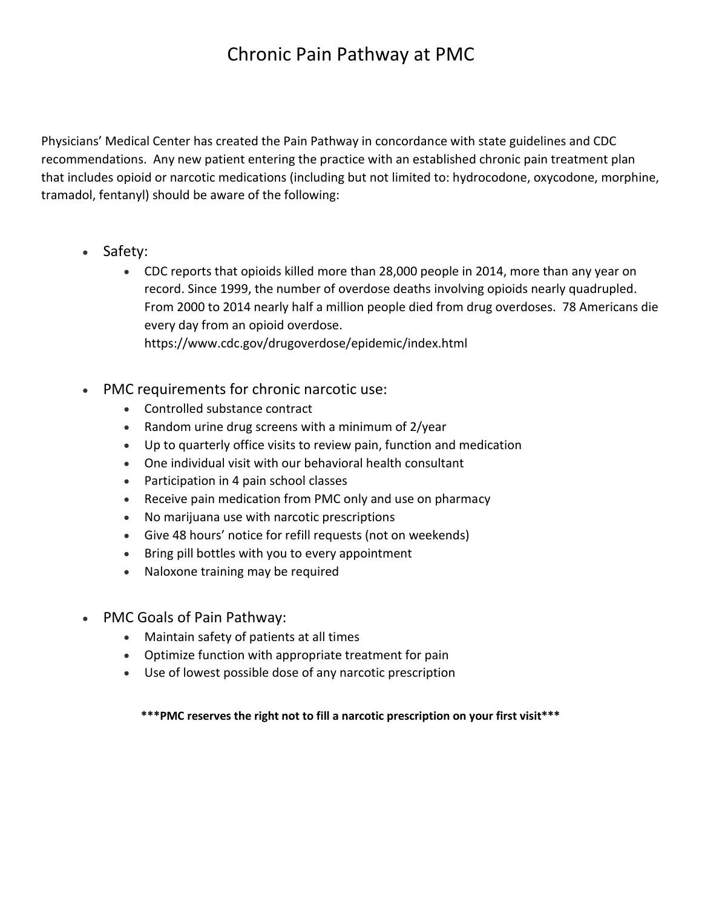# Chronic Pain Pathway at PMC

Physicians' Medical Center has created the Pain Pathway in concordance with state guidelines and CDC recommendations. Any new patient entering the practice with an established chronic pain treatment plan that includes opioid or narcotic medications (including but not limited to: hydrocodone, oxycodone, morphine, tramadol, fentanyl) should be aware of the following:

- Safety:
  - CDC reports that opioids killed more than 28,000 people in 2014, more than any year on record. Since 1999, the number of overdose deaths involving opioids nearly quadrupled. From 2000 to 2014 nearly half a million people died from drug overdoses. 78 Americans die every day from an opioid overdose. https://www.cdc.gov/drugoverdose/epidemic/index.html

- PMC requirements for chronic narcotic use:
  - Controlled substance contract
  - Random urine drug screens with a minimum of 2/year
  - Up to quarterly office visits to review pain, function and medication
  - One individual visit with our behavioral health consultant
  - Participation in 4 pain school classes
  - Receive pain medication from PMC only and use on pharmacy
  - No marijuana use with narcotic prescriptions
  - Give 48 hours' notice for refill requests (not on weekends)
  - Bring pill bottles with you to every appointment
  - Naloxone training may be required

- PMC Goals of Pain Pathway:
  - Maintain safety of patients at all times
  - Optimize function with appropriate treatment for pain
  - Use of lowest possible dose of any narcotic prescription

**\*\*\*PMC reserves the right not to fill a narcotic prescription on your first visit\*\*\***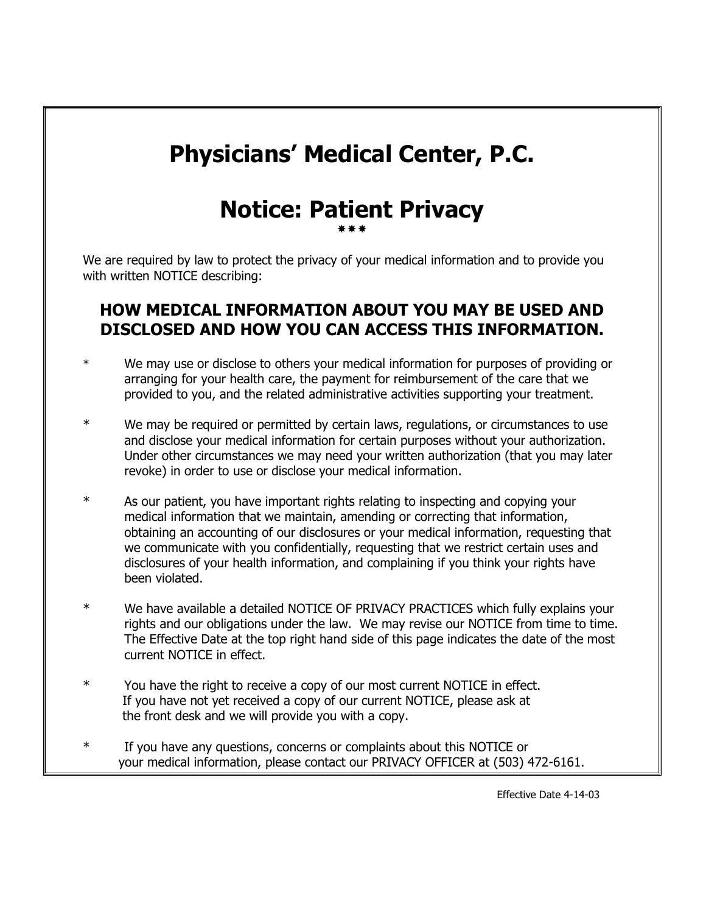# Physicians' Medical Center, P.C.

# Notice: Patient Privacy

\*\*\*

We are required by law to protect the privacy of your medical information and to provide you with written NOTICE describing:

## HOW MEDICAL INFORMATION ABOUT YOU MAY BE USED AND DISCLOSED AND HOW YOU CAN ACCESS THIS INFORMATION.

* We may use or disclose to others your medical information for purposes of providing or arranging for your health care, the payment for reimbursement of the care that we provided to you, and the related administrative activities supporting your treatment.

* We may be required or permitted by certain laws, regulations, or circumstances to use and disclose your medical information for certain purposes without your authorization. Under other circumstances we may need your written authorization (that you may later revoke) in order to use or disclose your medical information.

* As our patient, you have important rights relating to inspecting and copying your medical information that we maintain, amending or correcting that information, obtaining an accounting of our disclosures or your medical information, requesting that we communicate with you confidentially, requesting that we restrict certain uses and disclosures of your health information, and complaining if you think your rights have been violated.

* We have available a detailed NOTICE OF PRIVACY PRACTICES which fully explains your rights and our obligations under the law. We may revise our NOTICE from time to time. The Effective Date at the top right hand side of this page indicates the date of the most current NOTICE in effect.

* You have the right to receive a copy of our most current NOTICE in effect. If you have not yet received a copy of our current NOTICE, please ask at the front desk and we will provide you with a copy.

* If you have any questions, concerns or complaints about this NOTICE or your medical information, please contact our PRIVACY OFFICER at (503) 472-6161.

Effective Date 4-14-03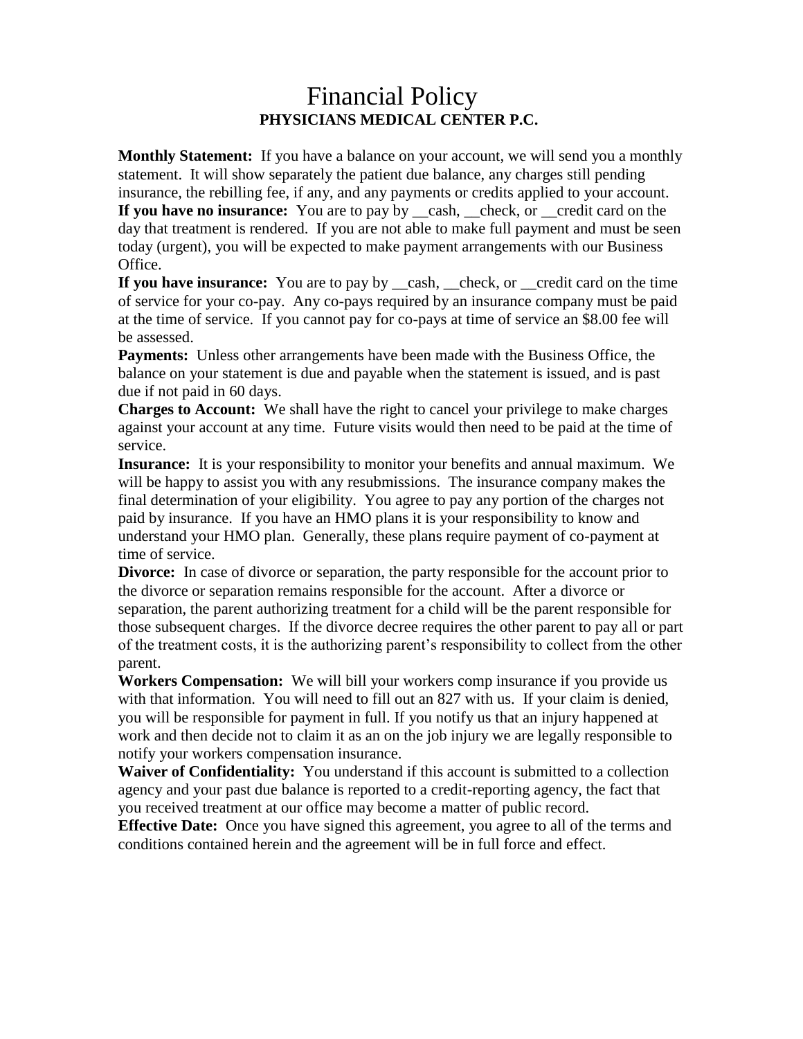# Financial Policy

**PHYSICIANS MEDICAL CENTER P.C.**

**Monthly Statement:** If you have a balance on your account, we will send you a monthly statement. It will show separately the patient due balance, any charges still pending insurance, the rebilling fee, if any, and any payments or credits applied to your account.

**If you have no insurance:** You are to pay by __cash, __check, or __credit card on the day that treatment is rendered. If you are not able to make full payment and must be seen today (urgent), you will be expected to make payment arrangements with our Business Office.

**If you have insurance:** You are to pay by __cash, __check, or __credit card on the time of service for your co-pay. Any co-pays required by an insurance company must be paid at the time of service. If you cannot pay for co-pays at time of service an $8.00 fee will be assessed.

**Payments:** Unless other arrangements have been made with the Business Office, the balance on your statement is due and payable when the statement is issued, and is past due if not paid in 60 days.

**Charges to Account:** We shall have the right to cancel your privilege to make charges against your account at any time. Future visits would then need to be paid at the time of service.

**Insurance:** It is your responsibility to monitor your benefits and annual maximum. We will be happy to assist you with any resubmissions. The insurance company makes the final determination of your eligibility. You agree to pay any portion of the charges not paid by insurance. If you have an HMO plans it is your responsibility to know and understand your HMO plan. Generally, these plans require payment of co-payment at time of service.

**Divorce:** In case of divorce or separation, the party responsible for the account prior to the divorce or separation remains responsible for the account. After a divorce or separation, the parent authorizing treatment for a child will be the parent responsible for those subsequent charges. If the divorce decree requires the other parent to pay all or part of the treatment costs, it is the authorizing parent's responsibility to collect from the other parent.

**Workers Compensation:** We will bill your workers comp insurance if you provide us with that information. You will need to fill out an 827 with us. If your claim is denied, you will be responsible for payment in full. If you notify us that an injury happened at work and then decide not to claim it as an on the job injury we are legally responsible to notify your workers compensation insurance.

**Waiver of Confidentiality:** You understand if this account is submitted to a collection agency and your past due balance is reported to a credit-reporting agency, the fact that you received treatment at our office may become a matter of public record.

**Effective Date:** Once you have signed this agreement, you agree to all of the terms and conditions contained herein and the agreement will be in full force and effect.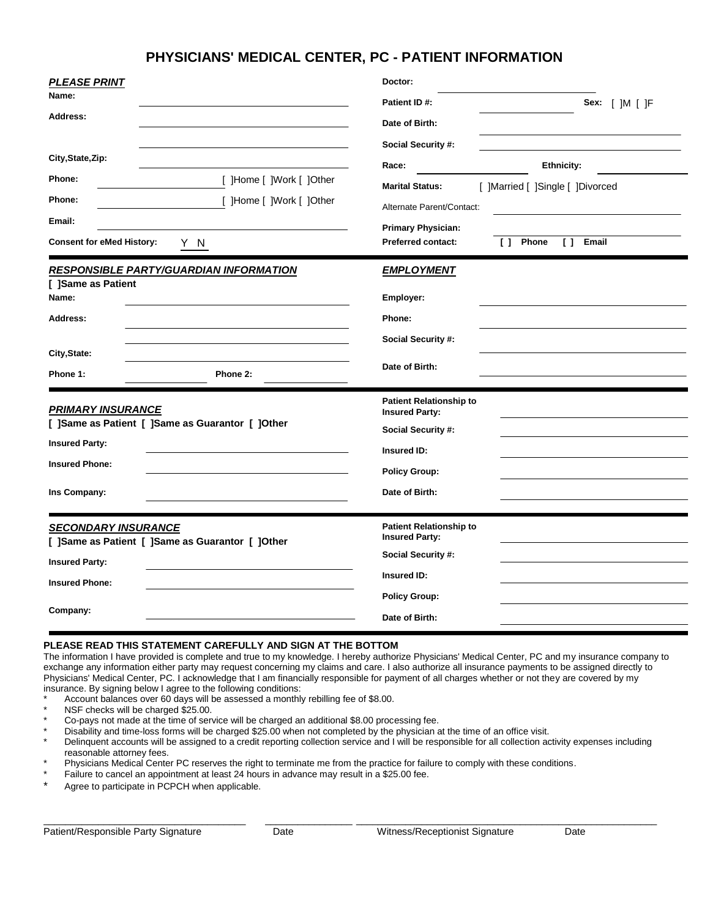# PHYSICIANS' MEDICAL CENTER, PC - PATIENT INFORMATION

***PLEASE PRINT***

**Name:** ______________________

**Address:** ______________________

______________________

**City,State,Zip:** ______________________

**Phone:** ______________ [ ]Home [ ]Work [ ]Other

**Phone:** ______________ [ ]Home [ ]Work [ ]Other

**Email:** ______________________

**Consent for eMed History:** Y N

**Doctor:** ______________________

**Patient ID #:** ______________ **Sex:** [ ]M [ ]F

**Date of Birth:** ______________________

**Social Security #:** ______________________

**Race:** ______________ **Ethnicity:** ______________

**Marital Status:** [ ]Married [ ]Single [ ]Divorced

Alternate Parent/Contact: ______________________

**Primary Physician:** ______________________

**Preferred contact:** [ ] **Phone** [ ] **Email**

***RESPONSIBLE PARTY/GUARDIAN INFORMATION***

**[ ]Same as Patient**

**Name:** ______________________

**Address:** ______________________

______________________

**City,State:** ______________________

**Phone 1:** ______________ **Phone 2:** ______________

***EMPLOYMENT***

**Employer:** ______________________

**Phone:** ______________________

**Social Security #:** ______________________

**Date of Birth:** ______________________

***PRIMARY INSURANCE***

**[ ]Same as Patient [ ]Same as Guarantor [ ]Other**

**Insured Party:** ______________________

**Insured Phone:** ______________________

**Ins Company:** ______________________

**Patient Relationship to Insured Party:** ______________________

**Social Security #:** ______________________

**Insured ID:** ______________________

**Policy Group:** ______________________

**Date of Birth:** ______________________

***SECONDARY INSURANCE***

**[ ]Same as Patient [ ]Same as Guarantor [ ]Other**

**Insured Party:** ______________________

**Insured Phone:** ______________________

**Company:** ______________________

**Patient Relationship to Insured Party:** ______________________

**Social Security #:** ______________________

**Insured ID:** ______________________

**Policy Group:** ______________________

**Date of Birth:** ______________________

**PLEASE READ THIS STATEMENT CAREFULLY AND SIGN AT THE BOTTOM**

The information I have provided is complete and true to my knowledge. I hereby authorize Physicians' Medical Center, PC and my insurance company to exchange any information either party may request concerning my claims and care. I also authorize all insurance payments to be assigned directly to Physicians' Medical Center, PC. I acknowledge that I am financially responsible for payment of all charges whether or not they are covered by my insurance. By signing below I agree to the following conditions:

* Account balances over 60 days will be assessed a monthly rebilling fee of $8.00.
* NSF checks will be charged $25.00.
* Co-pays not made at the time of service will be charged an additional $8.00 processing fee.
* Disability and time-loss forms will be charged $25.00 when not completed by the physician at the time of an office visit.
* Delinquent accounts will be assigned to a credit reporting collection service and I will be responsible for all collection activity expenses including reasonable attorney fees.
* Physicians Medical Center PC reserves the right to terminate me from the practice for failure to comply with these conditions.
* Failure to cancel an appointment at least 24 hours in advance may result in a $25.00 fee.
* Agree to participate in PCPCH when applicable.

______________________ Patient/Responsible Party Signature

______________ Date

______________________ Witness/Receptionist Signature

______________ Date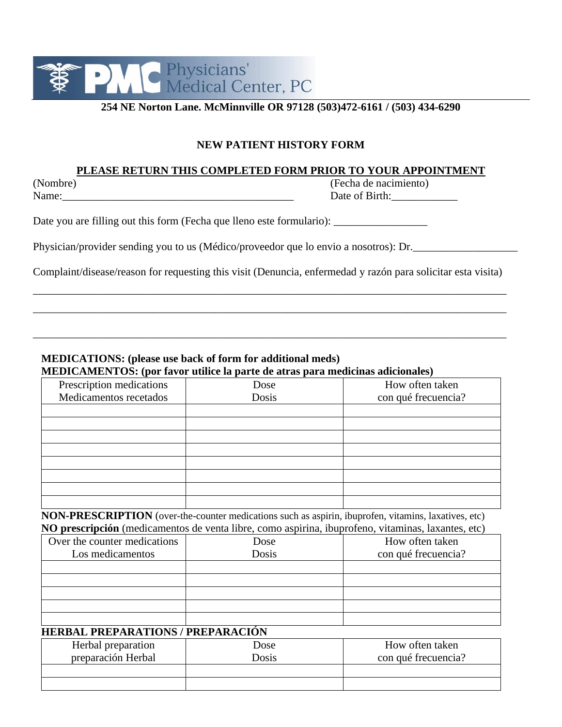**PMC Physicians' Medical Center, PC**

**254 NE Norton Lane. McMinnville OR 97128 (503)472-6161 / (503) 434-6290**

## NEW PATIENT HISTORY FORM

**PLEASE RETURN THIS COMPLETED FORM PRIOR TO YOUR APPOINTMENT**

(Nombre)
Name:___________________________________________ (Fecha de nacimiento)
Date of Birth:____________

Date you are filling out this form (Fecha que lleno este formulario): _________________

Physician/provider sending you to us (Médico/proveedor que lo envio a nosotros): Dr.___________________

Complaint/disease/reason for requesting this visit (Denuncia, enfermedad y razón para solicitar esta visita)

_____________________________________________________________________________________

_____________________________________________________________________________________

_____________________________________________________________________________________

**MEDICATIONS: (please use back of form for additional meds)**
**MEDICAMENTOS: (por favor utilice la parte de atras para medicinas adicionales)**

| Prescription medications<br>Medicamentos recetados | Dose<br>Dosis | How often taken<br>con qué frecuencia? |
|---|---|---|
| | | |
| | | |
| | | |
| | | |
| | | |
| | | |
| | | |
| | | |

**NON-PRESCRIPTION** (over-the-counter medications such as aspirin, ibuprofen, vitamins, laxatives, etc)
**NO prescripción** (medicamentos de venta libre, como aspirina, ibuprofeno, vitaminas, laxantes, etc)

| Over the counter medications<br>Los medicamentos | Dose<br>Dosis | How often taken<br>con qué frecuencia? |
|---|---|---|
| | | |
| | | |
| | | |
| | | |
| | | |

**HERBAL PREPARATIONS / PREPARACIÓN**

| Herbal preparation<br>preparación Herbal | Dose<br>Dosis | How often taken<br>con qué frecuencia? |
|---|---|---|
| | | |
| | | |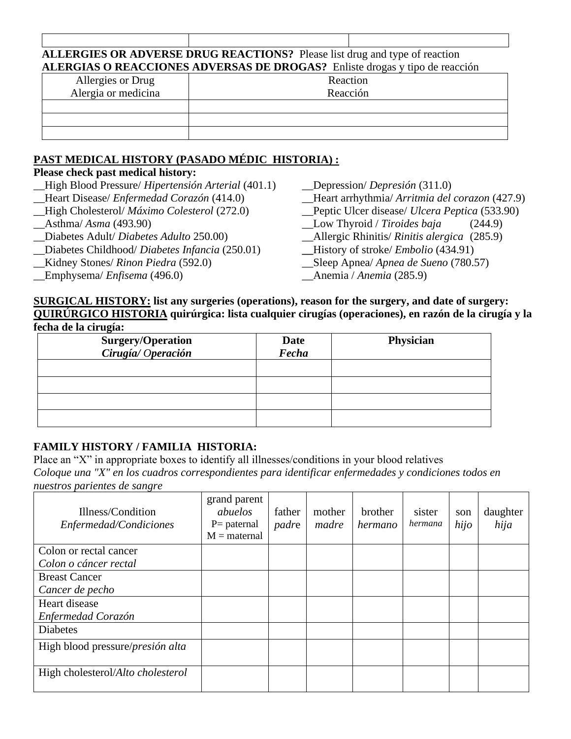| | | |
|---|---|---|
| | | |

**ALLERGIES OR ADVERSE DRUG REACTIONS?** Please list drug and type of reaction
**ALERGIAS O REACCIONES ADVERSAS DE DROGAS?** Enliste drogas y tipo de reacción

| Allergies or Drug<br>Alergia or medicina | Reaction<br>Reacción |
|---|---|
| | |
| | |
| | |

**PAST MEDICAL HISTORY (PASADO MÉDIC HISTORIA) :**

**Please check past medical history:**

__High Blood Pressure/ *Hipertensión Arterial* (401.1)
__Heart Disease/ *Enfermedad Corazón* (414.0)
__High Cholesterol/ *Máximo Colesterol* (272.0)
__Asthma/ *Asma* (493.90)
__Diabetes Adult/ *Diabetes Adulto* 250.00)
__Diabetes Childhood/ *Diabetes Infancia* (250.01)
__Kidney Stones/ *Rinon Piedra* (592.0)
__Emphysema/ *Enfisema* (496.0)
__Depression/ *Depresión* (311.0)
__Heart arrhythmia/ *Arritmia del corazon* (427.9)
__Peptic Ulcer disease/ *Ulcera Peptica* (533.90)
__Low Thyroid / *Tiroides baja* (244.9)
__Allergic Rhinitis/ *Rinitis alergica* (285.9)
__History of stroke/ *Embolio* (434.91)
__Sleep Apnea/ *Apnea de Sueno* (780.57)
__Anemia / *Anemia* (285.9)

**SURGICAL HISTORY: list any surgeries (operations), reason for the surgery, and date of surgery:**
**QUIRÚRGICO HISTORIA quirúrgica: lista cualquier cirugías (operaciones), en razón de la cirugía y la fecha de la cirugía:**

| **Surgery/Operation**<br>***Cirugía/ Operación*** | **Date**<br>***Fecha*** | **Physician** |
|---|---|---|
| | | |
| | | |
| | | |
| | | |

**FAMILY HISTORY / FAMILIA HISTORIA:**

Place an "X" in appropriate boxes to identify all illnesses/conditions in your blood relatives
*Coloque una "X" en los cuadros correspondientes para identificar enfermedades y condiciones todos en nuestros parientes de sangre*

| Illness/Condition<br>*Enfermedad/Condiciones* | grand parent<br>*abuelos*<br>P= paternal<br>M = maternal | father<br>*padre* | mother<br>*madre* | brother<br>*hermano* | sister<br>*hermana* | son<br>*hijo* | daughter<br>*hija* |
|---|---|---|---|---|---|---|---|
| Colon or rectal cancer<br>*Colon o cáncer rectal* | | | | | | | |
| Breast Cancer<br>*Cancer de pecho* | | | | | | | |
| Heart disease<br>*Enfermedad Corazón* | | | | | | | |
| Diabetes | | | | | | | |
| High blood pressure/*presión alta* | | | | | | | |
| High cholesterol/*Alto cholesterol* | | | | | | | |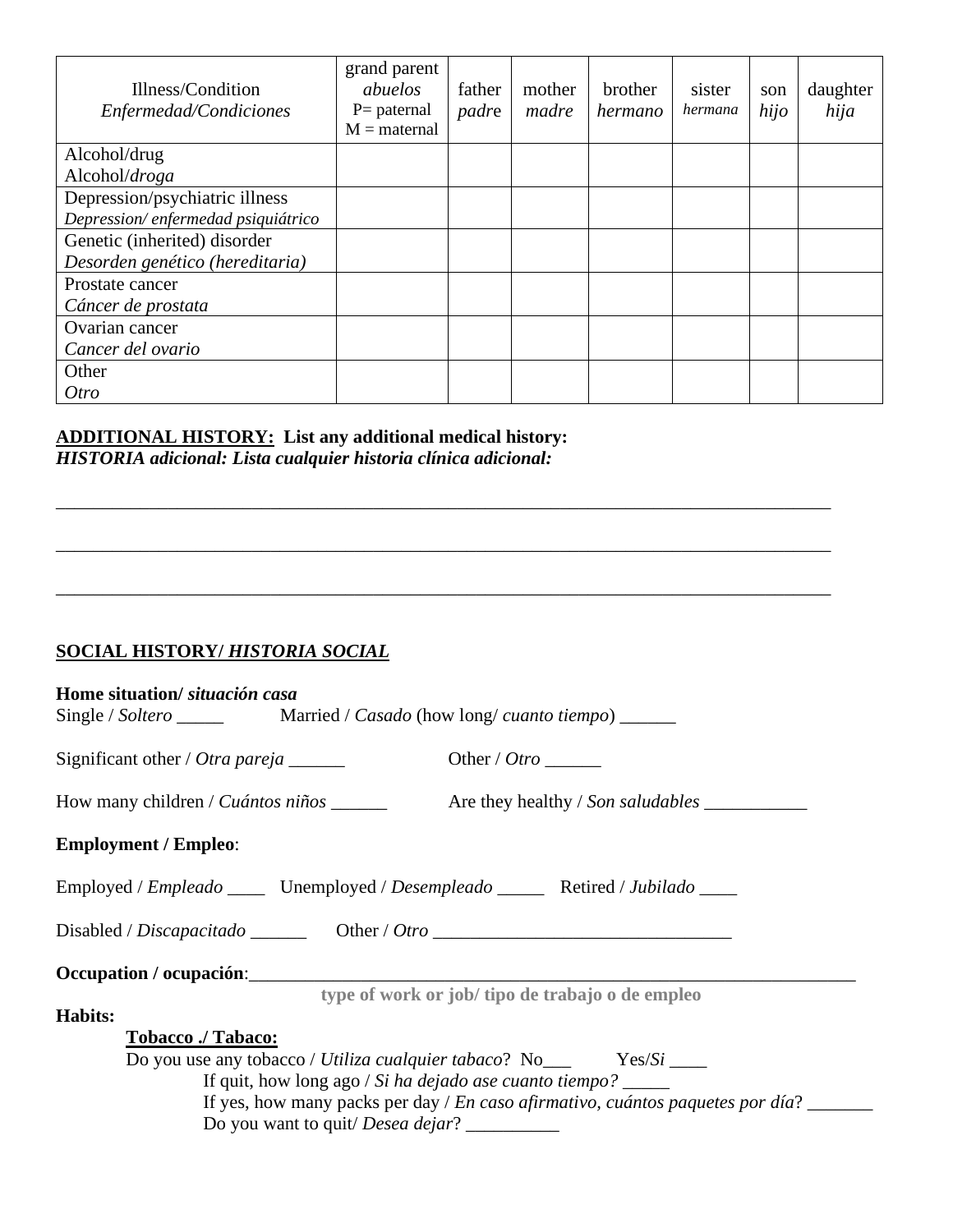| Illness/Condition<br>*Enfermedad/Condiciones* | grand parent<br>*abuelos*<br>P= paternal<br>M = maternal | father<br>*padre* | mother<br>*madre* | brother<br>*hermano* | sister<br>*hermana* | son<br>*hijo* | daughter<br>*hija* |
|---|---|---|---|---|---|---|---|
| Alcohol/drug<br>Alcohol/*droga* | | | | | | | |
| Depression/psychiatric illness<br>*Depression/ enfermedad psiquiátrico* | | | | | | | |
| Genetic (inherited) disorder<br>*Desorden genético (hereditaria)* | | | | | | | |
| Prostate cancer<br>*Cáncer de prostata* | | | | | | | |
| Ovarian cancer<br>*Cancer del ovario* | | | | | | | |
| Other<br>*Otro* | | | | | | | |

**ADDITIONAL HISTORY: List any additional medical history:**
***HISTORIA adicional: Lista cualquier historia clínica adicional:***

_______________________________________________________________________________

_______________________________________________________________________________

_______________________________________________________________________________

**SOCIAL HISTORY/ *HISTORIA SOCIAL***

**Home situation/ *situación casa***

Single / *Soltero* _____ Married / *Casado* (how long/ *cuanto tiempo*) ______

Significant other / *Otra pareja* ______ Other / *Otro* ______

How many children / *Cuántos niños* ______ Are they healthy / *Son saludables* ___________

**Employment / Empleo**:

Employed / *Empleado* ____ Unemployed / *Desempleado* _____ Retired / *Jubilado* ____

Disabled / *Discapacitado* ______ Other / *Otro* ________________________________

**Occupation / ocupación**:_______________________________________________________________
**type of work or job/ tipo de trabajo o de empleo**

**Habits:**

**Tobacco ./ Tabaco:**

Do you use any tobacco / *Utiliza cualquier tabaco*? No___ Yes/*Si* ____

If quit, how long ago / *Si ha dejado ase cuanto tiempo?* _____

If yes, how many packs per day / *En caso afirmativo, cuántos paquetes por día*? _______

Do you want to quit/ *Desea dejar*? __________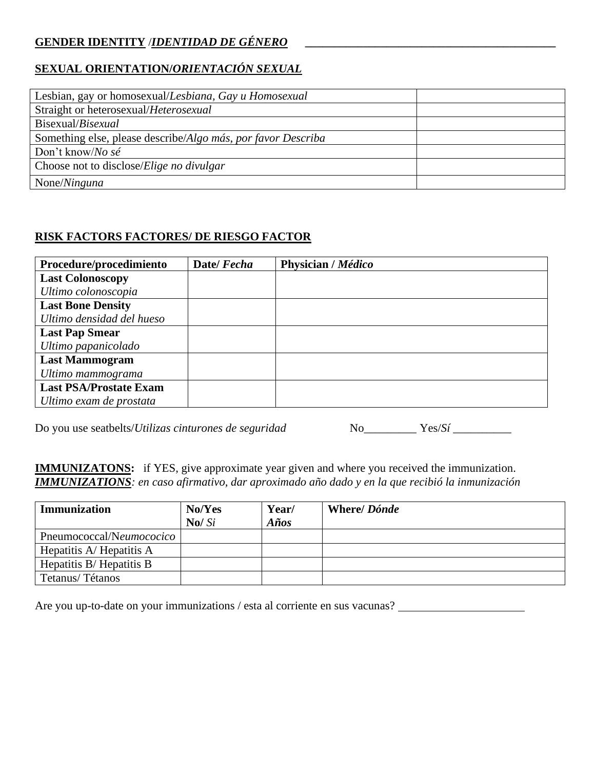**GENDER IDENTITY** /***IDENTIDAD DE GÉNERO*** ______________________________________________

**SEXUAL ORIENTATION/*ORIENTACIÓN SEXUAL***

| | |
|---|---|
| Lesbian, gay or homosexual/*Lesbiana, Gay u Homosexual* | |
| Straight or heterosexual/*Heterosexual* | |
| Bisexual/*Bisexual* | |
| Something else, please describe/*Algo más, por favor Describa* | |
| Don't know/*No sé* | |
| Choose not to disclose/*Elige no divulgar* | |
| None/*Ninguna* | |

**RISK FACTORS FACTORES/ DE RIESGO FACTOR**

| **Procedure/procedimiento** | **Date/ *Fecha*** | **Physician / *Médico*** |
|---|---|---|
| **Last Colonoscopy** *Ultimo colonoscopia* | | |
| **Last Bone Density** *Ultimo densidad del hueso* | | |
| **Last Pap Smear** *Ultimo papanicolado* | | |
| **Last Mammogram** *Ultimo mammograma* | | |
| **Last PSA/Prostate Exam** *Ultimo exam de prostata* | | |

Do you use seatbelts/*Utilizas cinturones de seguridad* No_________ Yes/*Sí* __________

**IMMUNIZATONS:** if YES, give approximate year given and where you received the immunization.
***IMMUNIZATIONS****: en caso afirmativo, dar aproximado año dado y en la que recibió la inmunización*

| **Immunization** | **No/Yes** **No/** *Si* | **Year/** ***Años*** | **Where/ *Dónde*** |
|---|---|---|---|
| Pneumococcal/N*eumococico* | | | |
| Hepatitis A/ Hepatitis A | | | |
| Hepatitis B/ Hepatitis B | | | |
| Tetanus/ Tétanos | | | |

Are you up-to-date on your immunizations / esta al corriente en sus vacunas? ______________________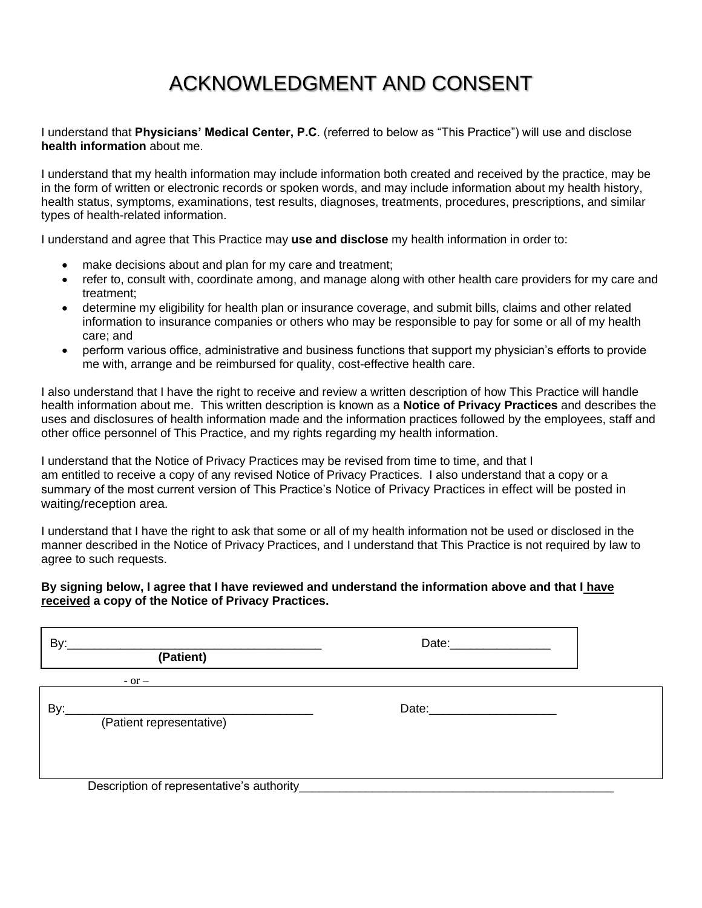# ACKNOWLEDGMENT AND CONSENT

I understand that **Physicians' Medical Center, P.C**. (referred to below as "This Practice") will use and disclose **health information** about me.

I understand that my health information may include information both created and received by the practice, may be in the form of written or electronic records or spoken words, and may include information about my health history, health status, symptoms, examinations, test results, diagnoses, treatments, procedures, prescriptions, and similar types of health-related information.

I understand and agree that This Practice may **use and disclose** my health information in order to:

- make decisions about and plan for my care and treatment;
- refer to, consult with, coordinate among, and manage along with other health care providers for my care and treatment;
- determine my eligibility for health plan or insurance coverage, and submit bills, claims and other related information to insurance companies or others who may be responsible to pay for some or all of my health care; and
- perform various office, administrative and business functions that support my physician's efforts to provide me with, arrange and be reimbursed for quality, cost-effective health care.

I also understand that I have the right to receive and review a written description of how This Practice will handle health information about me. This written description is known as a **Notice of Privacy Practices** and describes the uses and disclosures of health information made and the information practices followed by the employees, staff and other office personnel of This Practice, and my rights regarding my health information.

I understand that the Notice of Privacy Practices may be revised from time to time, and that I am entitled to receive a copy of any revised Notice of Privacy Practices. I also understand that a copy or a summary of the most current version of This Practice's Notice of Privacy Practices in effect will be posted in waiting/reception area.

I understand that I have the right to ask that some or all of my health information not be used or disclosed in the manner described in the Notice of Privacy Practices, and I understand that This Practice is not required by law to agree to such requests.

**By signing below, I agree that I have reviewed and understand the information above and that I <u>have received</u> a copy of the Notice of Privacy Practices.**

By:______________________________________ Date:_______________
**(Patient)**

\- or –

By:_____________________________________ Date:___________________
(Patient representative)

Description of representative's authority_______________________________________________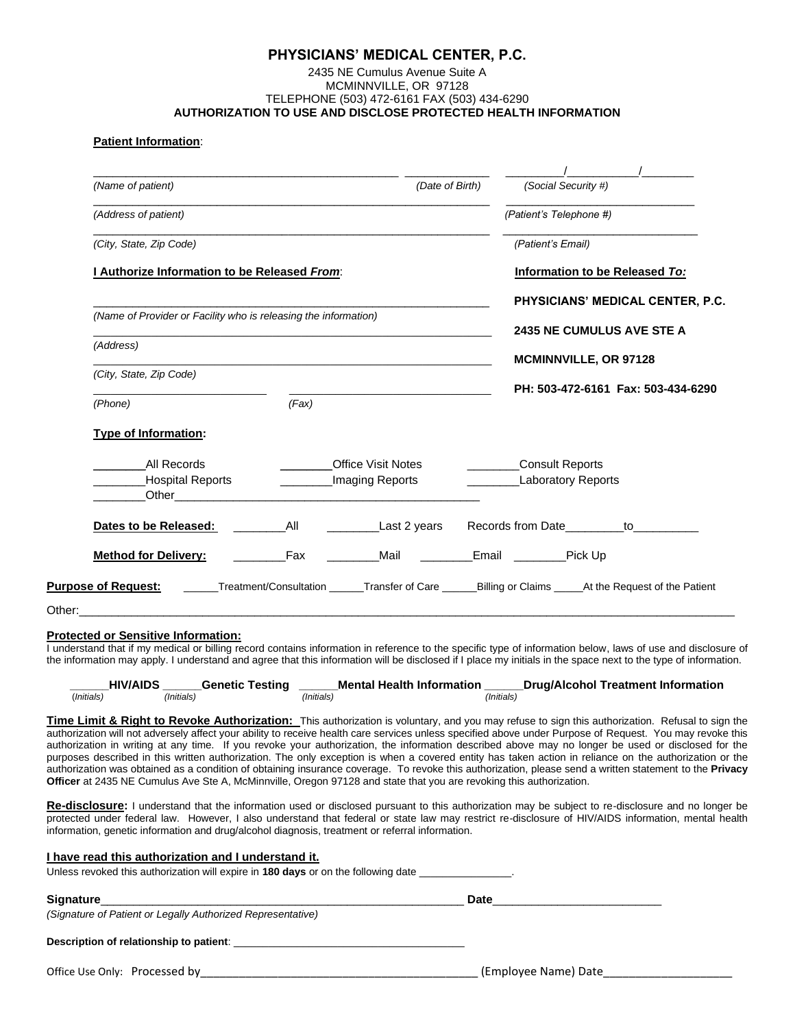# PHYSICIANS' MEDICAL CENTER, P.C.

2435 NE Cumulus Avenue Suite A
MCMINNVILLE, OR 97128
TELEPHONE (503) 472-6161 FAX (503) 434-6290

**AUTHORIZATION TO USE AND DISCLOSE PROTECTED HEALTH INFORMATION**

**Patient Information**:

_______________________________________________ _____________ ________/__________/________
*(Name of patient)* *(Date of Birth)* *(Social Security #)*

___________________________________________________________ _____________________________
*(Address of patient)* *(Patient's Telephone #)*

___________________________________________________________ _____________________________
*(City, State, Zip Code)* *(Patient's Email)*

**I Authorize Information to be Released *From*:**

___________________________________________________________
*(Name of Provider or Facility who is releasing the information)*

___________________________________________________________
*(Address)*

___________________________________________________________
*(City, State, Zip Code)*

___________________________ _______________________________
*(Phone)* *(Fax)*

**Information to be Released *To:***

**PHYSICIANS' MEDICAL CENTER, P.C.**

**2435 NE CUMULUS AVE STE A**

**MCMINNVILLE, OR 97128**

**PH: 503-472-6161 Fax: 503-434-6290**

**Type of Information:**

________All Records ________Office Visit Notes ________Consult Reports
________Hospital Reports ________Imaging Reports ________Laboratory Reports
________Other_______________________________________________

**Dates to be Released:** ________All ________Last 2 years Records from Date_________to__________

**Method for Delivery:** ________Fax ________Mail ________Email ________Pick Up

**Purpose of Request:** ______Treatment/Consultation ______Transfer of Care ______Billing or Claims _____At the Request of the Patient

Other:___________________________________________________________________________________________________

**Protected or Sensitive Information:**

I understand that if my medical or billing record contains information in reference to the specific type of information below, laws of use and disclosure of the information may apply. I understand and agree that this information will be disclosed if I place my initials in the space next to the type of information.

______**HIV/AIDS** ______**Genetic Testing** ______**Mental Health Information** ______**Drug/Alcohol Treatment Information**
*(Initials)* *(Initials)* *(Initials)* *(Initials)*

**Time Limit & Right to Revoke Authorization:** This authorization is voluntary, and you may refuse to sign this authorization. Refusal to sign the authorization will not adversely affect your ability to receive health care services unless specified above under Purpose of Request. You may revoke this authorization in writing at any time. If you revoke your authorization, the information described above may no longer be used or disclosed for the purposes described in this written authorization. The only exception is when a covered entity has taken action in reliance on the authorization or the authorization was obtained as a condition of obtaining insurance coverage. To revoke this authorization, please send a written statement to the **Privacy Officer** at 2435 NE Cumulus Ave Ste A, McMinnville, Oregon 97128 and state that you are revoking this authorization.

**Re-disclosure:** I understand that the information used or disclosed pursuant to this authorization may be subject to re-disclosure and no longer be protected under federal law. However, I also understand that federal or state law may restrict re-disclosure of HIV/AIDS information, mental health information, genetic information and drug/alcohol diagnosis, treatment or referral information.

**I have read this authorization and I understand it.**

Unless revoked this authorization will expire in **180 days** or on the following date _______________.

**Signature**_______________________________________________________ **Date**_________________________
*(Signature of Patient or Legally Authorized Representative)*

**Description of relationship to patient**: ______________________________________

Office Use Only: Processed by___________________________________________ (Employee Name) Date___________________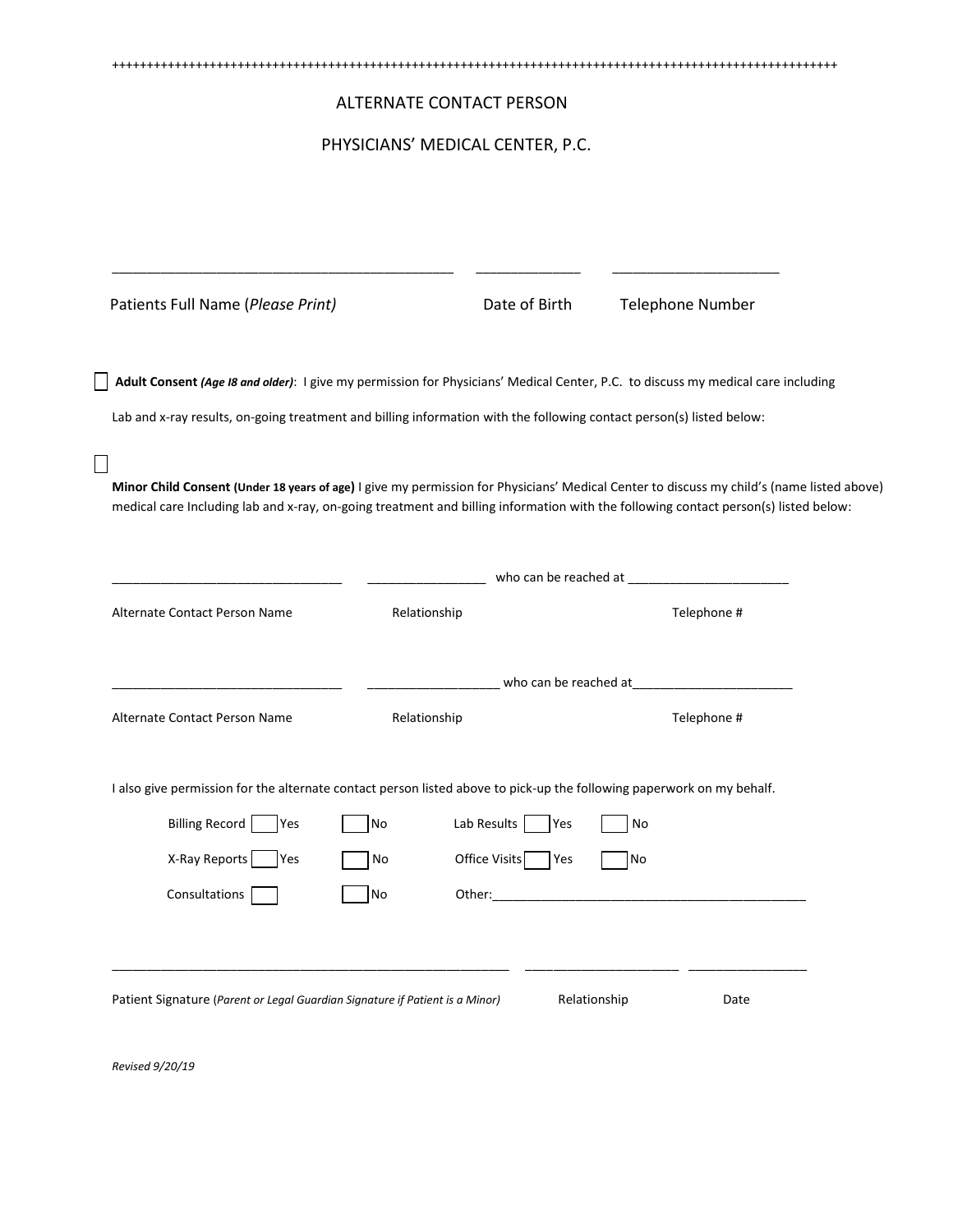++++++++++++++++++++++++++++++++++++++++++++++++++++++++++++++++++++++++++++++++++++++++++++++++++++

# ALTERNATE CONTACT PERSON

## PHYSICIANS' MEDICAL CENTER, P.C.

_______________________________________________ ______________ ______________________

Patients Full Name (*Please Print*) Date of Birth Telephone Number

☐ **Adult Consent** ***(Age I8 and older)***: I give my permission for Physicians' Medical Center, P.C. to discuss my medical care including Lab and x-ray results, on-going treatment and billing information with the following contact person(s) listed below:

☐

**Minor Child Consent (Under 18 years of age)** I give my permission for Physicians' Medical Center to discuss my child's (name listed above) medical care Including lab and x-ray, on-going treatment and billing information with the following contact person(s) listed below:

________________________________ ________________ who can be reached at _______________________

Alternate Contact Person Name Relationship Telephone #

________________________________ __________________ who can be reached at_______________________

Alternate Contact Person Name Relationship Telephone #

I also give permission for the alternate contact person listed above to pick-up the following paperwork on my behalf.

Billing Record ☐ Yes ☐ No Lab Results ☐ Yes ☐ No

X-Ray Reports ☐ Yes ☐ No Office Visits ☐ Yes ☐ No

Consultations ☐ ☐ No Other:_____________________________________________

________________________________________________________ _____________________ ________________

Patient Signature (*Parent or Legal Guardian Signature if Patient is a Minor*) Relationship Date

*Revised 9/20/19*